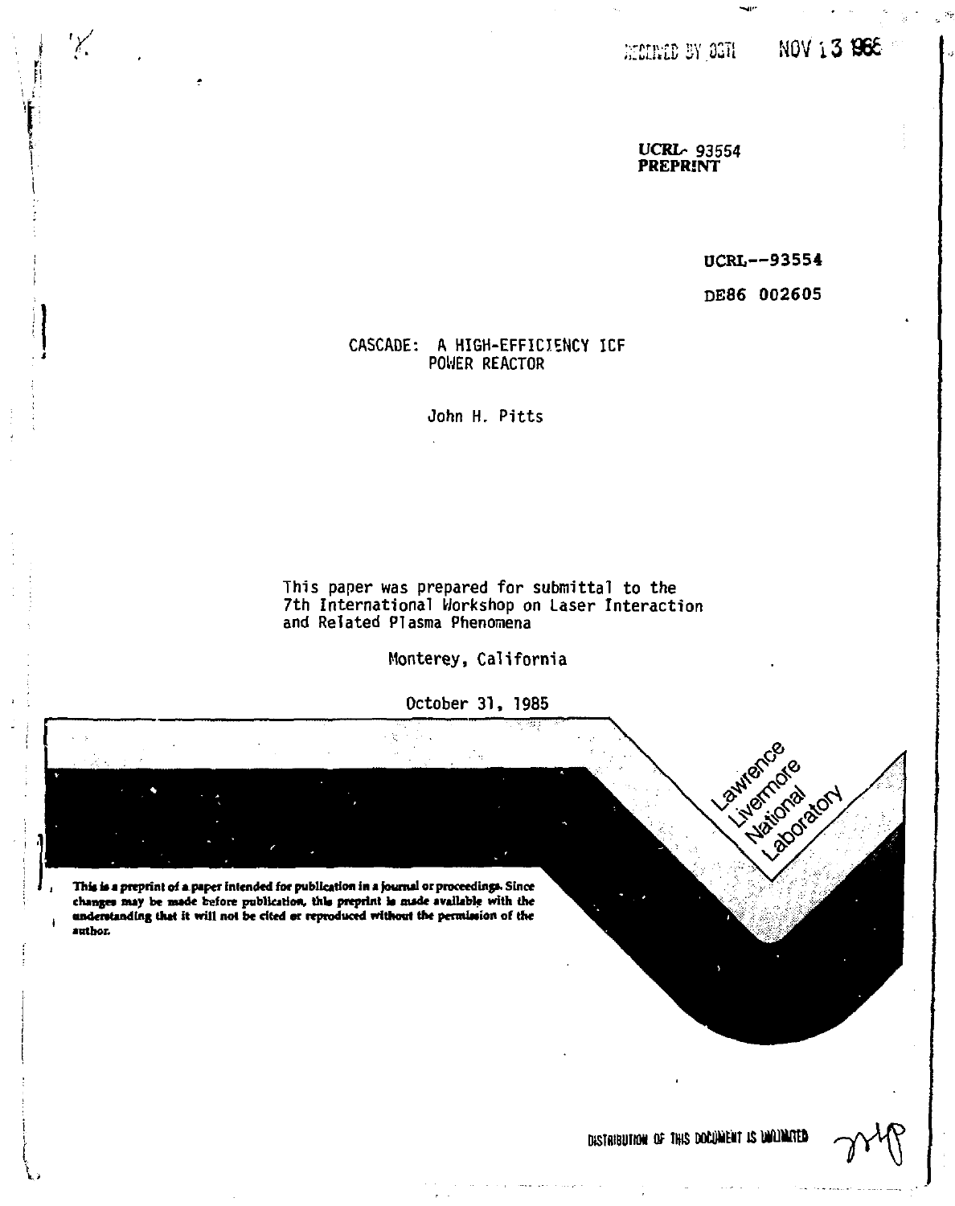RECEIVED BY OSTI NOV 13 1985

**UCRL- 93554**
**PREPRINT**

UCRL--93554

DE86 002605

# CASCADE: A HIGH-EFFICIENCY ICF POWER REACTOR

John H. Pitts

This paper was prepared for submittal to the 7th International Workshop on Laser Interaction and Related Plasma Phenomena

Monterey, California

October 31, 1985

Lawrence Livermore National Laboratory

**This is a preprint of a paper intended for publication in a journal or proceedings. Since changes may be made before publication, this preprint is made available with the understanding that it will not be cited or reproduced without the permission of the author.**

DISTRIBUTION OF THIS DOCUMENT IS UNLIMITED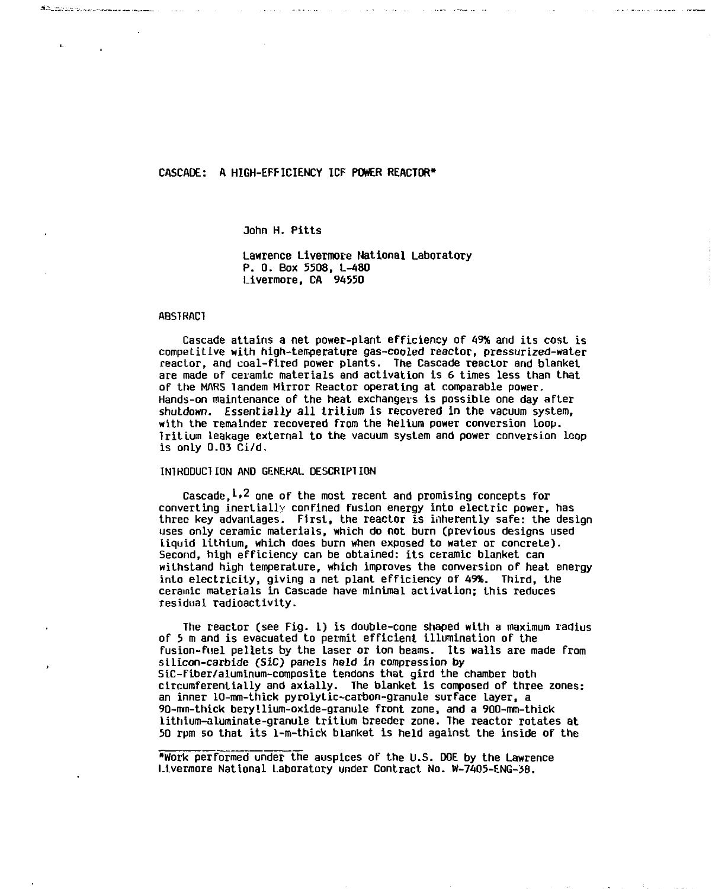# CASCADE: A HIGH-EFFICIENCY ICF POWER REACTOR*

John H. Pitts

Lawrence Livermore National Laboratory
P. O. Box 5508, L-480
Livermore, CA 94550

## ABSTRACT

Cascade attains a net power-plant efficiency of 49% and its cost is competitive with high-temperature gas-cooled reactor, pressurized-water reactor, and coal-fired power plants. The Cascade reactor and blanket are made of ceramic materials and activation is 6 times less than that of the MARS Tandem Mirror Reactor operating at comparable power. Hands-on maintenance of the heat exchangers is possible one day after shutdown. Essentially all tritium is recovered in the vacuum system, with the remainder recovered from the helium power conversion loop. Tritium leakage external to the vacuum system and power conversion loop is only 0.03 Ci/d.

## INTRODUCTION AND GENERAL DESCRIPTION

Cascade,[1,2] one of the most recent and promising concepts for converting inertially confined fusion energy into electric power, has three key advantages. First, the reactor is inherently safe: the design uses only ceramic materials, which do not burn (previous designs used liquid lithium, which does burn when exposed to water or concrete). Second, high efficiency can be obtained: its ceramic blanket can withstand high temperature, which improves the conversion of heat energy into electricity, giving a net plant efficiency of 49%. Third, the ceramic materials in Cascade have minimal activation; this reduces residual radioactivity.

The reactor (see Fig. 1) is double-cone shaped with a maximum radius of 5 m and is evacuated to permit efficient illumination of the fusion-fuel pellets by the laser or ion beams. Its walls are made from silicon-carbide (SiC) panels held in compression by SiC-fiber/aluminum-composite tendons that gird the chamber both circumferentially and axially. The blanket is composed of three zones: an inner 10-mm-thick pyrolytic-carbon-granule surface layer, a 90-mm-thick beryllium-oxide-granule front zone, and a 900-mm-thick lithium-aluminate-granule tritium breeder zone. The reactor rotates at 50 rpm so that its 1-m-thick blanket is held against the inside of the

*Work performed under the auspices of the U.S. DOE by the Lawrence Livermore National Laboratory under Contract No. W-7405-ENG-38.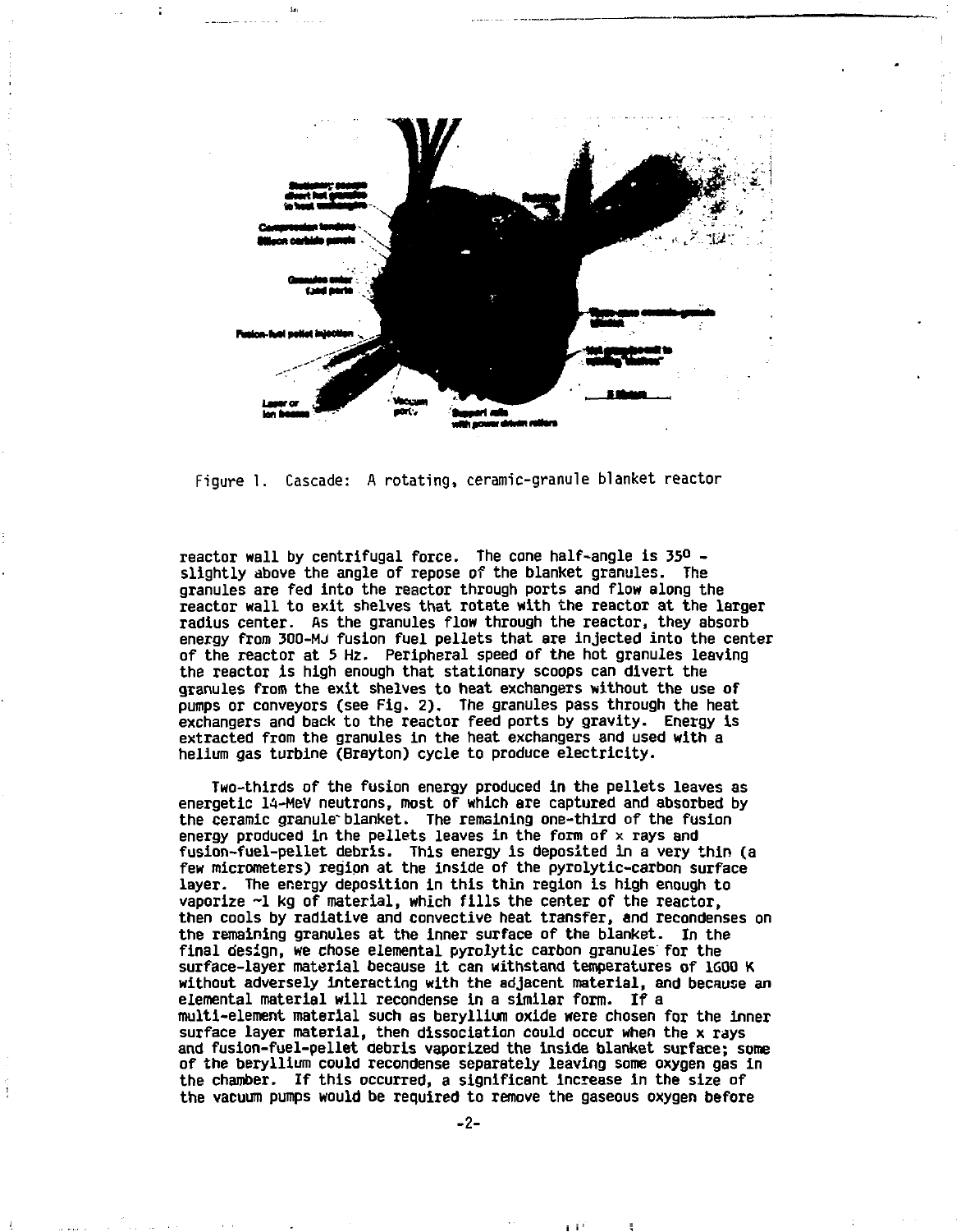Figure 1. Cascade: A rotating, ceramic-granule blanket reactor

reactor wall by centrifugal force. The cone half-angle is 35° - slightly above the angle of repose of the blanket granules. The granules are fed into the reactor through ports and flow along the reactor wall to exit shelves that rotate with the reactor at the larger radius center. As the granules flow through the reactor, they absorb energy from 300-MJ fusion fuel pellets that are injected into the center of the reactor at 5 Hz. Peripheral speed of the hot granules leaving the reactor is high enough that stationary scoops can divert the granules from the exit shelves to heat exchangers without the use of pumps or conveyors (see Fig. 2). The granules pass through the heat exchangers and back to the reactor feed ports by gravity. Energy is extracted from the granules in the heat exchangers and used with a helium gas turbine (Brayton) cycle to produce electricity.

Two-thirds of the fusion energy produced in the pellets leaves as energetic 14-MeV neutrons, most of which are captured and absorbed by the ceramic granule blanket. The remaining one-third of the fusion energy produced in the pellets leaves in the form of x rays and fusion-fuel-pellet debris. This energy is deposited in a very thin (a few micrometers) region at the inside of the pyrolytic-carbon surface layer. The energy deposition in this thin region is high enough to vaporize ~1 kg of material, which fills the center of the reactor, then cools by radiative and convective heat transfer, and recondenses on the remaining granules at the inner surface of the blanket. In the final design, we chose elemental pyrolytic carbon granules for the surface-layer material because it can withstand temperatures of 1600 K without adversely interacting with the adjacent material, and because an elemental material will recondense in a similar form. If a multi-element material such as beryllium oxide were chosen for the inner surface layer material, then dissociation could occur when the x rays and fusion-fuel-pellet debris vaporized the inside blanket surface; some of the beryllium could recondense separately leaving some oxygen gas in the chamber. If this occurred, a significant increase in the size of the vacuum pumps would be required to remove the gaseous oxygen before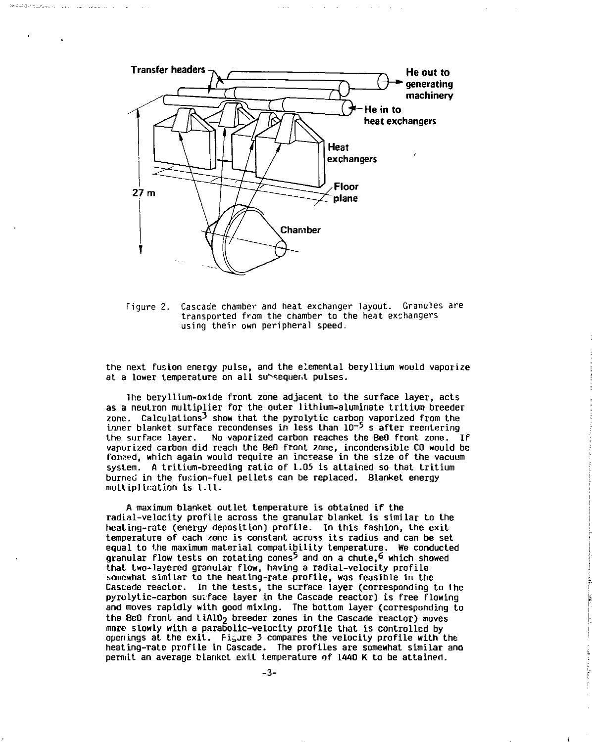Figure 2. Cascade chamber and heat exchanger layout. Granules are transported from the chamber to the heat exchangers using their own peripheral speed.

the next fusion energy pulse, and the elemental beryllium would vaporize at a lower temperature on all subsequent pulses.

The beryllium-oxide front zone adjacent to the surface layer, acts as a neutron multiplier for the outer lithium-aluminate tritium breeder zone. Calculations[3] show that the pyrolytic carbon vaporized from the inner blanket surface recondenses in less than $10^{-5}$ s after reentering the surface layer. No vaporized carbon reaches the BeO front zone. If vaporized carbon did reach the BeO front zone, incondensible CO would be formed, which again would require an increase in the size of the vacuum system. A tritium-breeding ratio of 1.05 is attained so that tritium burned in the fusion-fuel pellets can be replaced. Blanket energy multiplication is 1.11.

A maximum blanket outlet temperature is obtained if the radial-velocity profile across the granular blanket is similar to the heating-rate (energy deposition) profile. In this fashion, the exit temperature of each zone is constant across its radius and can be set equal to the maximum material compatibility temperature. We conducted granular flow tests on rotating cones[5] and on a chute,[6] which showed that two-layered granular flow, having a radial-velocity profile somewhat similar to the heating-rate profile, was feasible in the Cascade reactor. In the tests, the surface layer (corresponding to the pyrolytic-carbon surface layer in the Cascade reactor) is free flowing and moves rapidly with good mixing. The bottom layer (corresponding to the BeO front and $LiAlO_2$ breeder zones in the Cascade reactor) moves more slowly with a parabolic-velocity profile that is controlled by openings at the exit. Figure 3 compares the velocity profile with the heating-rate profile in Cascade. The profiles are somewhat similar and permit an average blanket exit temperature of 1440 K to be attained.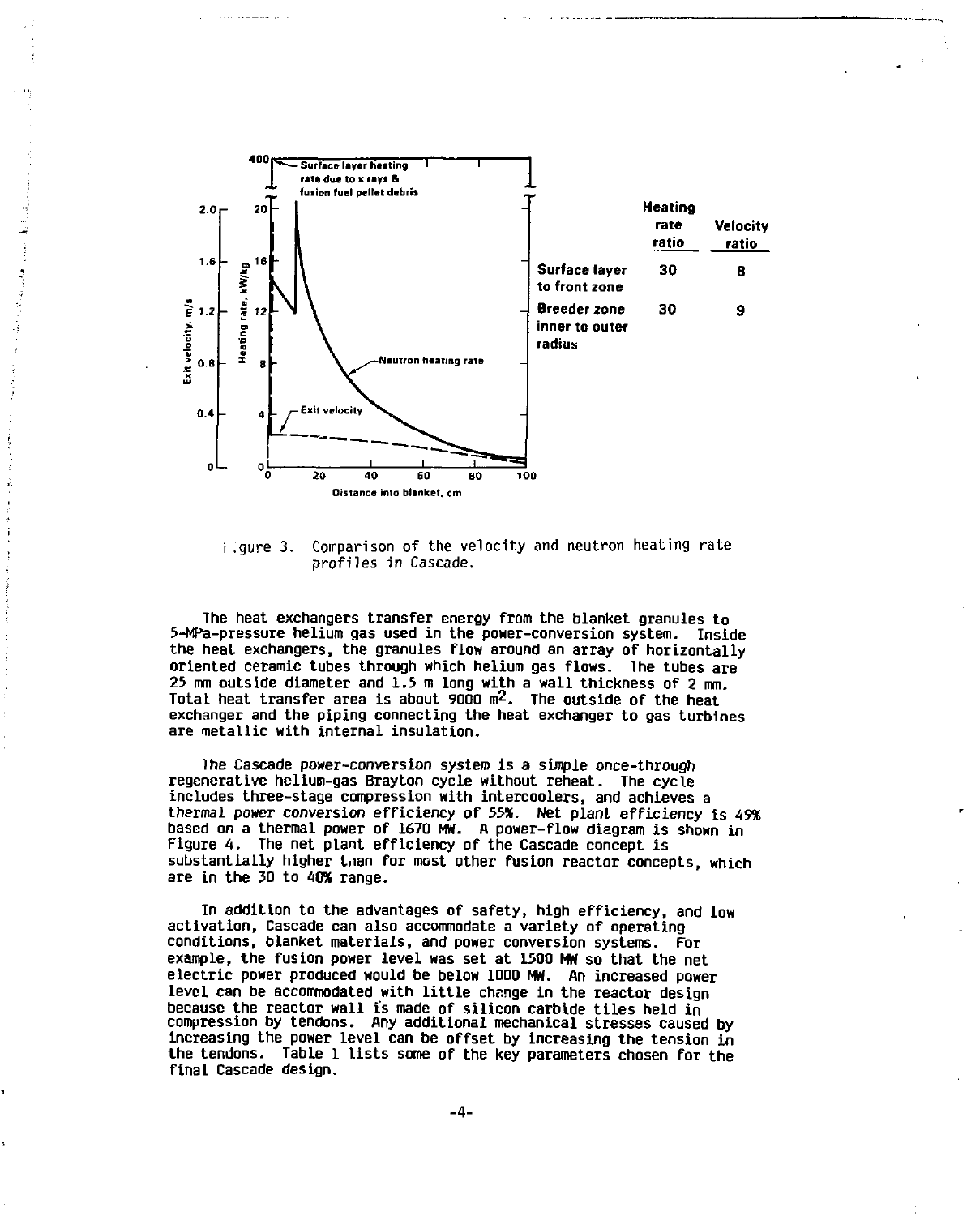| | Heating rate ratio | Velocity ratio |
|---|---|---|
| Surface layer to front zone | 30 | 8 |
| Breeder zone inner to outer radius | 30 | 9 |

Figure 3. Comparison of the velocity and neutron heating rate profiles in Cascade.

The heat exchangers transfer energy from the blanket granules to 5-MPa-pressure helium gas used in the power-conversion system. Inside the heat exchangers, the granules flow around an array of horizontally oriented ceramic tubes through which helium gas flows. The tubes are 25 mm outside diameter and 1.5 m long with a wall thickness of 2 mm. Total heat transfer area is about 9000 $m^2$. The outside of the heat exchanger and the piping connecting the heat exchanger to gas turbines are metallic with internal insulation.

The Cascade power-conversion system is a simple once-through regenerative helium-gas Brayton cycle without reheat. The cycle includes three-stage compression with intercoolers, and achieves a thermal power conversion efficiency of 55%. Net plant efficiency is 49% based on a thermal power of 1670 MW. A power-flow diagram is shown in Figure 4. The net plant efficiency of the Cascade concept is substantially higher than for most other fusion reactor concepts, which are in the 30 to 40% range.

In addition to the advantages of safety, high efficiency, and low activation, Cascade can also accommodate a variety of operating conditions, blanket materials, and power conversion systems. For example, the fusion power level was set at 1500 MW so that the net electric power produced would be below 1000 MW. An increased power level can be accommodated with little change in the reactor design because the reactor wall is made of silicon carbide tiles held in compression by tendons. Any additional mechanical stresses caused by increasing the power level can be offset by increasing the tension in the tendons. Table 1 lists some of the key parameters chosen for the final Cascade design.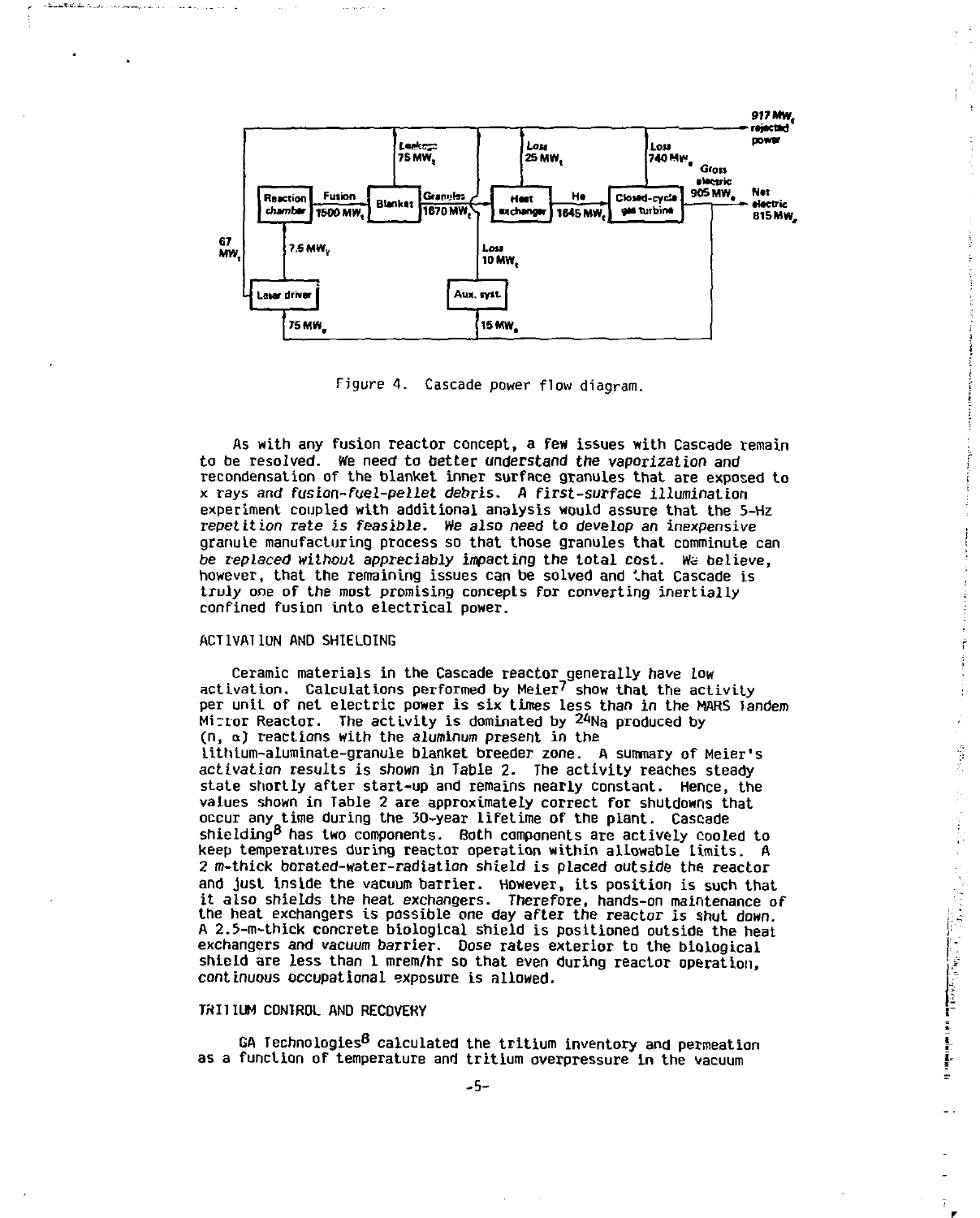Figure 4. Cascade power flow diagram.

As with any fusion reactor concept, a few issues with Cascade remain to be resolved. We need to better understand the vaporization and recondensation of the blanket inner surface granules that are exposed to x rays and fusion-fuel-pellet debris. A first-surface illumination experiment coupled with additional analysis would assure that the 5-Hz repetition rate is feasible. We also need to develop an inexpensive granule manufacturing process so that those granules that comminute can be replaced without appreciably impacting the total cost. We believe, however, that the remaining issues can be solved and that Cascade is truly one of the most promising concepts for converting inertially confined fusion into electrical power.

## ACTIVATION AND SHIELDING

Ceramic materials in the Cascade reactor generally have low activation. Calculations performed by Meier[7] show that the activity per unit of net electric power is six times less than in the MARS Tandem Mirror Reactor. The activity is dominated by $^{24}Na$ produced by (n, α) reactions with the aluminum present in the lithium-aluminate-granule blanket breeder zone. A summary of Meier's activation results is shown in Table 2. The activity reaches steady state shortly after start-up and remains nearly constant. Hence, the values shown in Table 2 are approximately correct for shutdowns that occur any time during the 30-year lifetime of the plant. Cascade shielding[8] has two components. Both components are actively cooled to keep temperatures during reactor operation within allowable limits. A 2 m-thick borated-water-radiation shield is placed outside the reactor and just inside the vacuum barrier. However, its position is such that it also shields the heat exchangers. Therefore, hands-on maintenance of the heat exchangers is possible one day after the reactor is shut down. A 2.5-m-thick concrete biological shield is positioned outside the heat exchangers and vacuum barrier. Dose rates exterior to the biological shield are less than 1 mrem/hr so that even during reactor operation, continuous occupational exposure is allowed.

## TRITIUM CONTROL AND RECOVERY

GA Technologies[8] calculated the tritium inventory and permeation as a function of temperature and tritium overpressure in the vacuum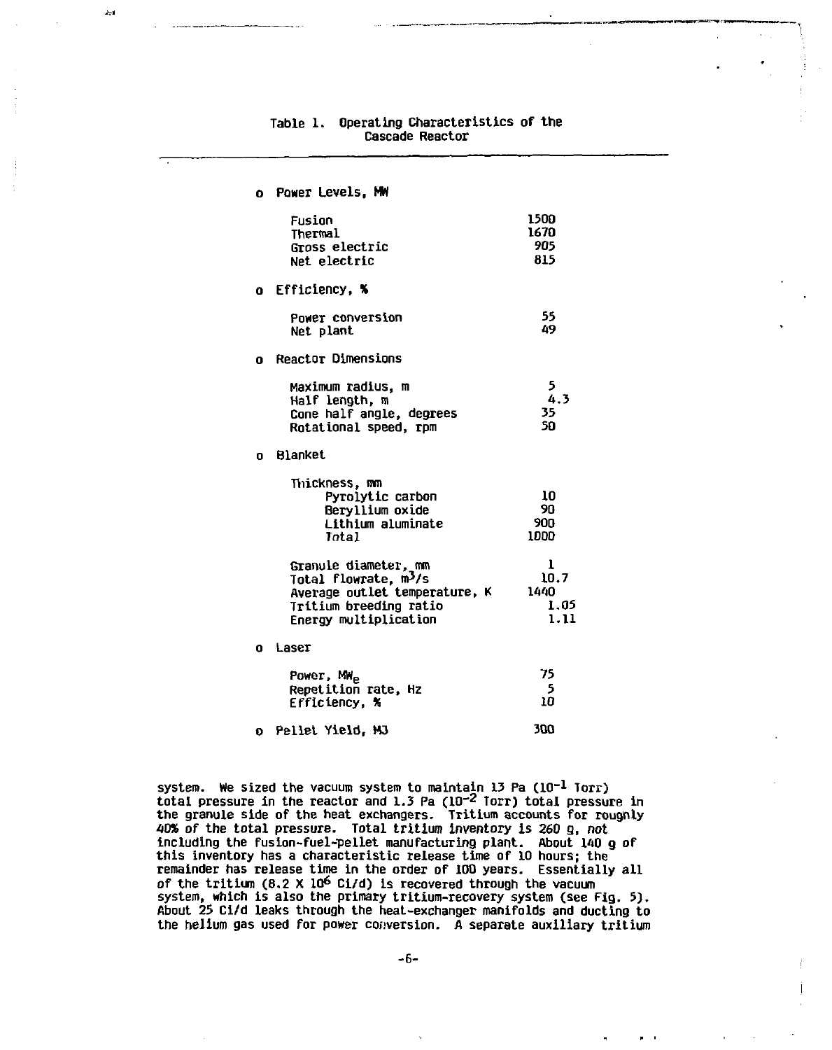Table 1. Operating Characteristics of the Cascade Reactor

| Parameter | Value |
|---|---|
| **o Power Levels, MW** | |
| Fusion | 1500 |
| Thermal | 1670 |
| Gross electric | 905 |
| Net electric | 815 |
| **o Efficiency, %** | |
| Power conversion | 55 |
| Net plant | 49 |
| **o Reactor Dimensions** | |
| Maximum radius, m | 5 |
| Half length, m | 4.3 |
| Cone half angle, degrees | 35 |
| Rotational speed, rpm | 50 |
| **o Blanket** | |
| Thickness, mm | |
| Pyrolytic carbon | 10 |
| Beryllium oxide | 90 |
| Lithium aluminate | 900 |
| Total | 1000 |
| Granule diameter, mm | 1 |
| Total flowrate, $m^3/s$ | 10.7 |
| Average outlet temperature, K | 1440 |
| Tritium breeding ratio | 1.05 |
| Energy multiplication | 1.11 |
| **o Laser** | |
| Power, $MW_e$ | 75 |
| Repetition rate, Hz | 5 |
| Efficiency, % | 10 |
| **o Pellet Yield, MJ** | 300 |

system. We sized the vacuum system to maintain 13 Pa ($10^{-1}$ Torr) total pressure in the reactor and 1.3 Pa ($10^{-2}$ Torr) total pressure in the granule side of the heat exchangers. Tritium accounts for roughly 40% of the total pressure. Total tritium inventory is 260 g, *not* including the fusion-fuel-pellet manufacturing plant. About 140 g of this inventory has a characteristic release time of 10 hours; the remainder has release time in the order of 100 years. Essentially all of the tritium ($8.2 \times 10^6$ Ci/d) is recovered through the vacuum system, which is also the primary tritium-recovery system (see Fig. 5). About 25 Ci/d leaks through the heat-exchanger manifolds and ducting to the helium gas used for power conversion. A separate auxiliary tritium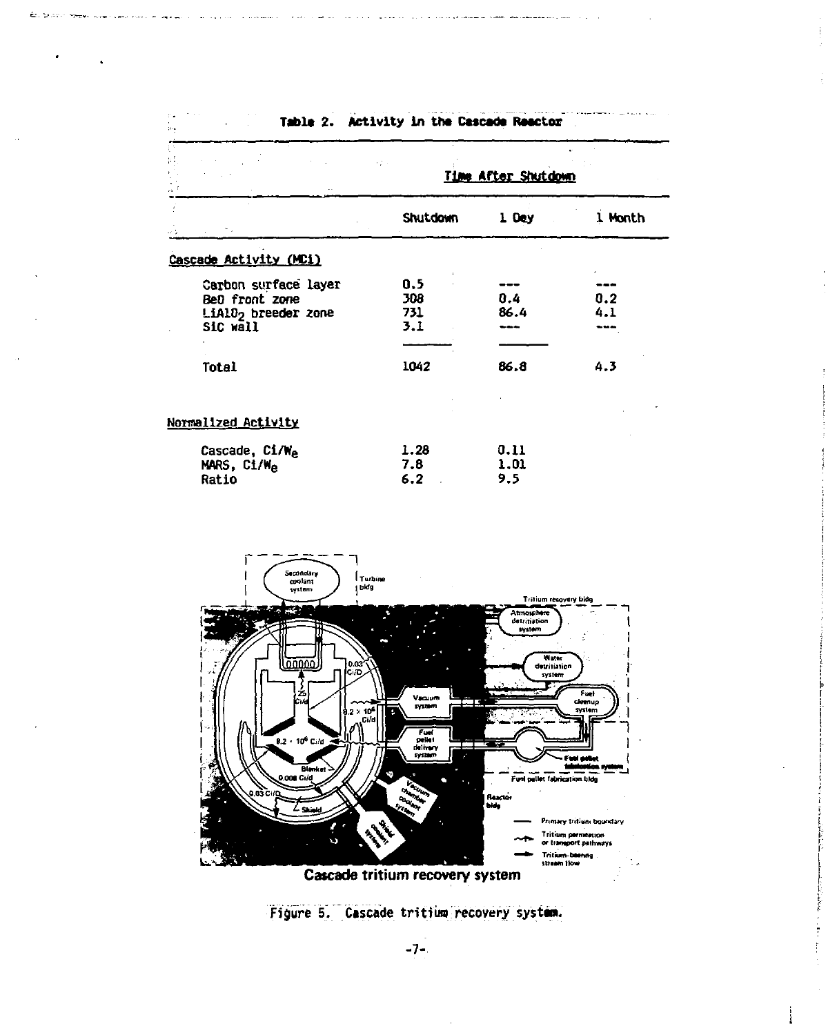Table 2. Activity in the Cascade Reactor

| | Time After Shutdown | | |
|---|---|---|---|
| | Shutdown | 1 Day | 1 Month |
| **Cascade Activity (MCi)** | | | |
| Carbon surface layer | 0.5 | --- | --- |
| BeO front zone | 308 | 0.4 | 0.2 |
| $LiAlO_2$ breeder zone | 731 | 86.4 | 4.1 |
| SiC wall | 3.1 | --- | --- |
| Total | 1042 | 86.8 | 4.3 |
| **Normalized Activity** | | | |
| Cascade, $Ci/W_e$ | 1.28 | 0.11 | |
| MARS, $Ci/W_e$ | 7.8 | 1.01 | |
| Ratio | 6.2 | 9.5 | |

Figure 5. Cascade tritium recovery system.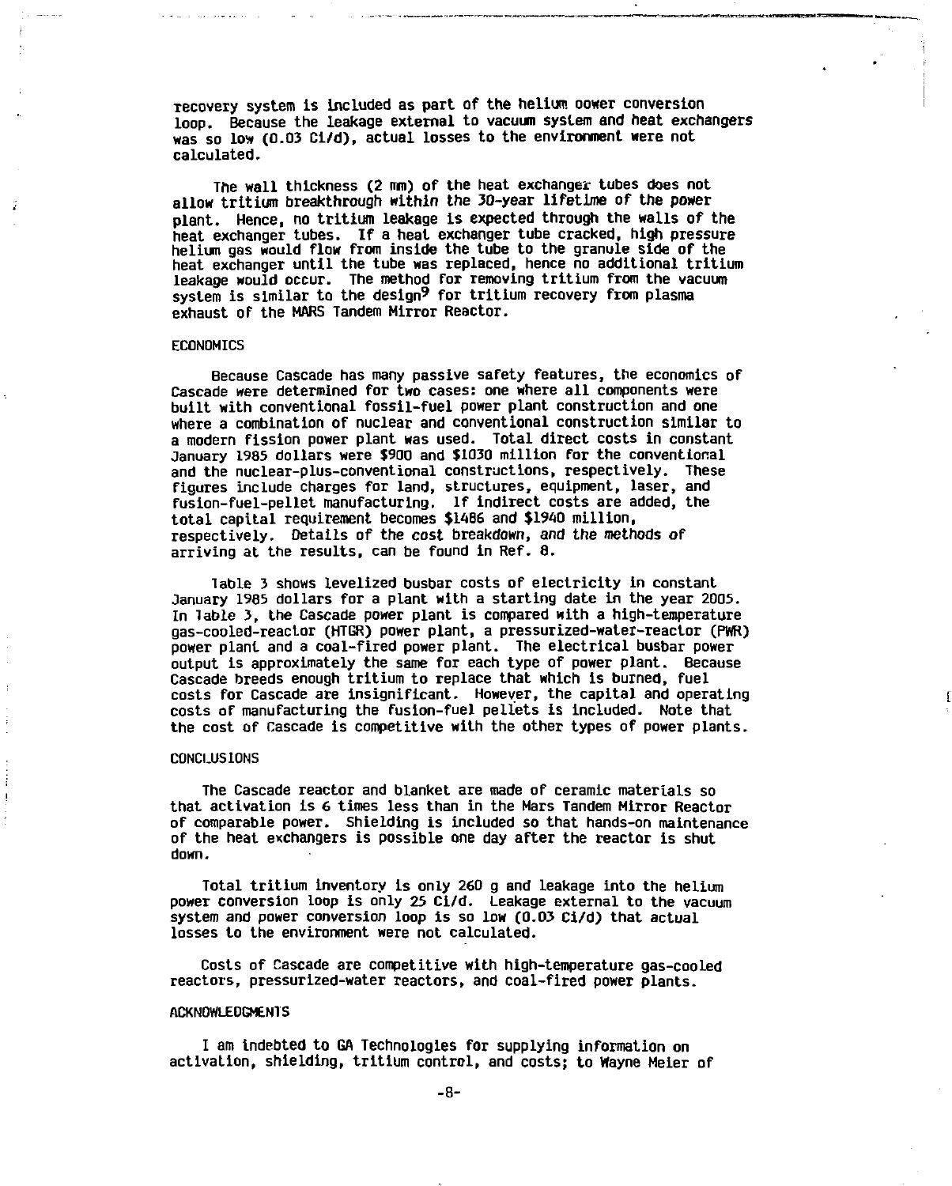recovery system is included as part of the helium oower conversion loop. Because the leakage external to vacuum system and heat exchangers was so low (0.03 Ci/d), actual losses to the environment were not calculated.

The wall thickness (2 mm) of the heat exchanger tubes does not allow tritium breakthrough within the 30-year lifetime of the power plant. Hence, no tritium leakage is expected through the walls of the heat exchanger tubes. If a heat exchanger tube cracked, high pressure helium gas would flow from inside the tube to the granule side of the heat exchanger until the tube was replaced, hence no additional tritium leakage would occur. The method for removing tritium from the vacuum system is similar to the design[9] for tritium recovery from plasma exhaust of the MARS Tandem Mirror Reactor.

## ECONOMICS

Because Cascade has many passive safety features, the economics of Cascade were determined for two cases: one where all components were built with conventional fossil-fuel power plant construction and one where a combination of nuclear and conventional construction similar to a modern fission power plant was used. Total direct costs in constant January 1985 dollars were $900 and $1030 million for the conventional and the nuclear-plus-conventional constructions, respectively. These figures include charges for land, structures, equipment, laser, and fusion-fuel-pellet manufacturing. If indirect costs are added, the total capital requirement becomes $1486 and $1940 million, respectively. Details of the cost breakdown, and the methods of arriving at the results, can be found in Ref. 8.

Table 3 shows levelized busbar costs of electricity in constant January 1985 dollars for a plant with a starting date in the year 2005. In Table 3, the Cascade power plant is compared with a high-temperature gas-cooled-reactor (HTGR) power plant, a pressurized-water-reactor (PWR) power plant and a coal-fired power plant. The electrical busbar power output is approximately the same for each type of power plant. Because Cascade breeds enough tritium to replace that which is burned, fuel costs for Cascade are insignificant. However, the capital and operating costs of manufacturing the fusion-fuel pellets is included. Note that the cost of Cascade is competitive with the other types of power plants.

## CONCLUSIONS

The Cascade reactor and blanket are made of ceramic materials so that activation is 6 times less than in the Mars Tandem Mirror Reactor of comparable power. Shielding is included so that hands-on maintenance of the heat exchangers is possible one day after the reactor is shut down.

Total tritium inventory is only 260 g and leakage into the helium power conversion loop is only 25 Ci/d. Leakage external to the vacuum system and power conversion loop is so low (0.03 Ci/d) that actual losses to the environment were not calculated.

Costs of Cascade are competitive with high-temperature gas-cooled reactors, pressurized-water reactors, and coal-fired power plants.

## ACKNOWLEDGMENTS

I am indebted to GA Technologies for supplying information on activation, shielding, tritium control, and costs; to Wayne Meier of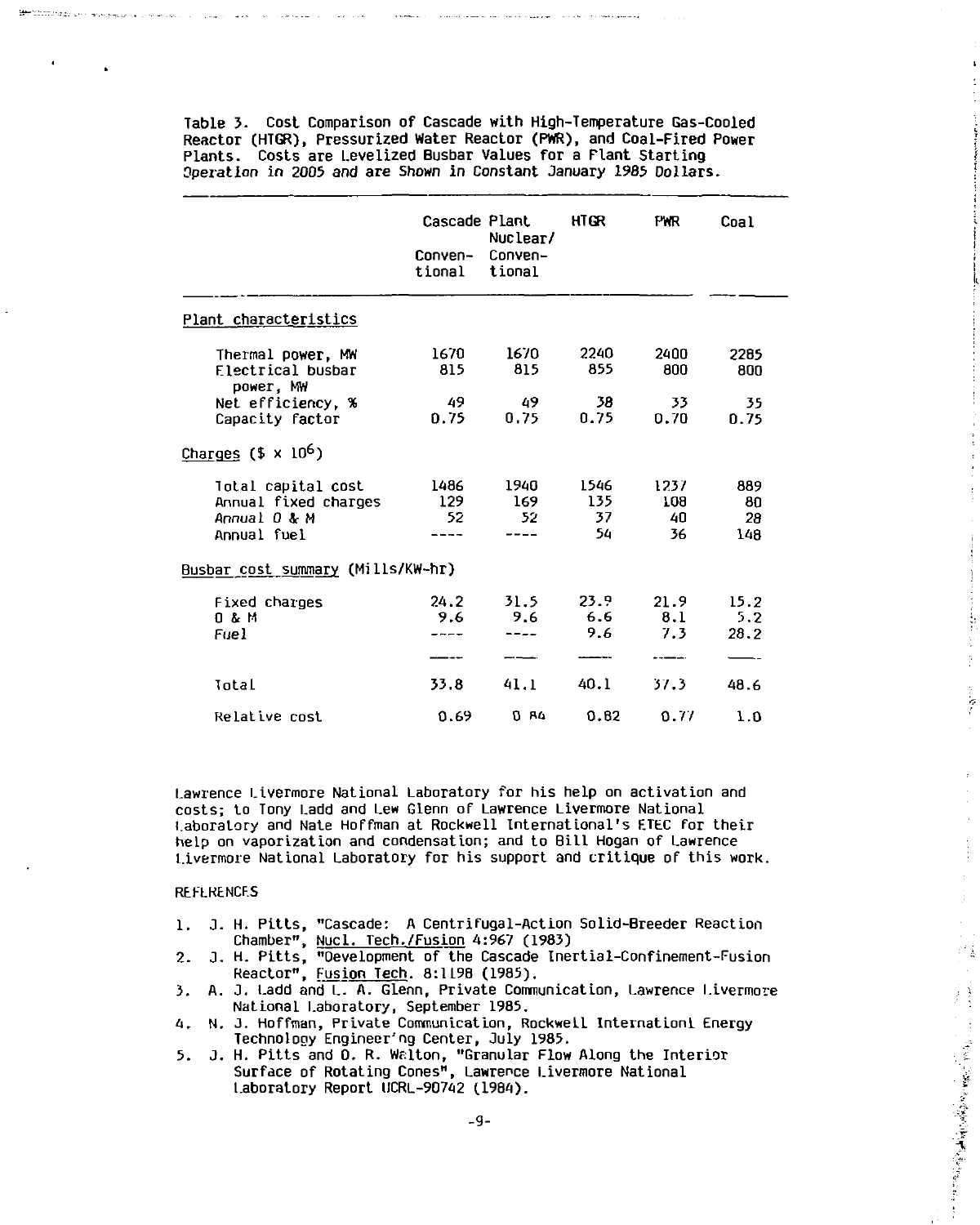Table 3. Cost Comparison of Cascade with High-Temperature Gas-Cooled Reactor (HTGR), Pressurized Water Reactor (PWR), and Coal-Fired Power Plants. Costs are Levelized Busbar Values for a Plant Starting Operation in 2005 and are Shown in Constant January 1985 Dollars.

| | Cascade Plant Conventional | Cascade Plant Nuclear/ Conventional | HTGR | PWR | Coal |
|---|---|---|---|---|---|
| Plant characteristics | | | | | |
| Thermal power, MW | 1670 | 1670 | 2240 | 2400 | 2285 |
| Electrical busbar power, MW | 815 | 815 | 855 | 800 | 800 |
| Net efficiency, % | 49 | 49 | 38 | 33 | 35 |
| Capacity factor | 0.75 | 0.75 | 0.75 | 0.70 | 0.75 |
| Charges ($\$ \times 10^6$) | | | | | |
| Total capital cost | 1486 | 1940 | 1546 | 1237 | 889 |
| Annual fixed charges | 129 | 169 | 135 | 108 | 80 |
| Annual O & M | 52 | 52 | 37 | 40 | 28 |
| Annual fuel | ---- | ---- | 54 | 36 | 148 |
| Busbar cost summary (Mills/KW-hr) | | | | | |
| Fixed charges | 24.2 | 31.5 | 23.9 | 21.9 | 15.2 |
| O & M | 9.6 | 9.6 | 6.6 | 8.1 | 5.2 |
| Fuel | ---- | ---- | 9.6 | 7.3 | 28.2 |
| Total | 33.8 | 41.1 | 40.1 | 37.3 | 48.6 |
| Relative cost | 0.69 | 0.84 | 0.82 | 0.77 | 1.0 |

Lawrence Livermore National Laboratory for his help on activation and costs; to Tony Ladd and Lew Glenn of Lawrence Livermore National Laboratory and Nate Hoffman at Rockwell International's ETEC for their help on vaporization and condensation; and to Bill Hogan of Lawrence Livermore National Laboratory for his support and critique of this work.

REFERENCES

1. J. H. Pitts, "Cascade: A Centrifugal-Action Solid-Breeder Reaction Chamber", Nucl. Tech./Fusion 4:967 (1983)
2. J. H. Pitts, "Development of the Cascade Inertial-Confinement-Fusion Reactor", Fusion Tech. 8:1198 (1985).
3. A. J. Ladd and L. A. Glenn, Private Communication, Lawrence Livermore National Laboratory, September 1985.
4. N. J. Hoffman, Private Communication, Rockwell Internationl Energy Technology Engineering Center, July 1985.
5. J. H. Pitts and D. R. Walton, "Granular Flow Along the Interior Surface of Rotating Cones", Lawrence Livermore National Laboratory Report UCRL-90742 (1984).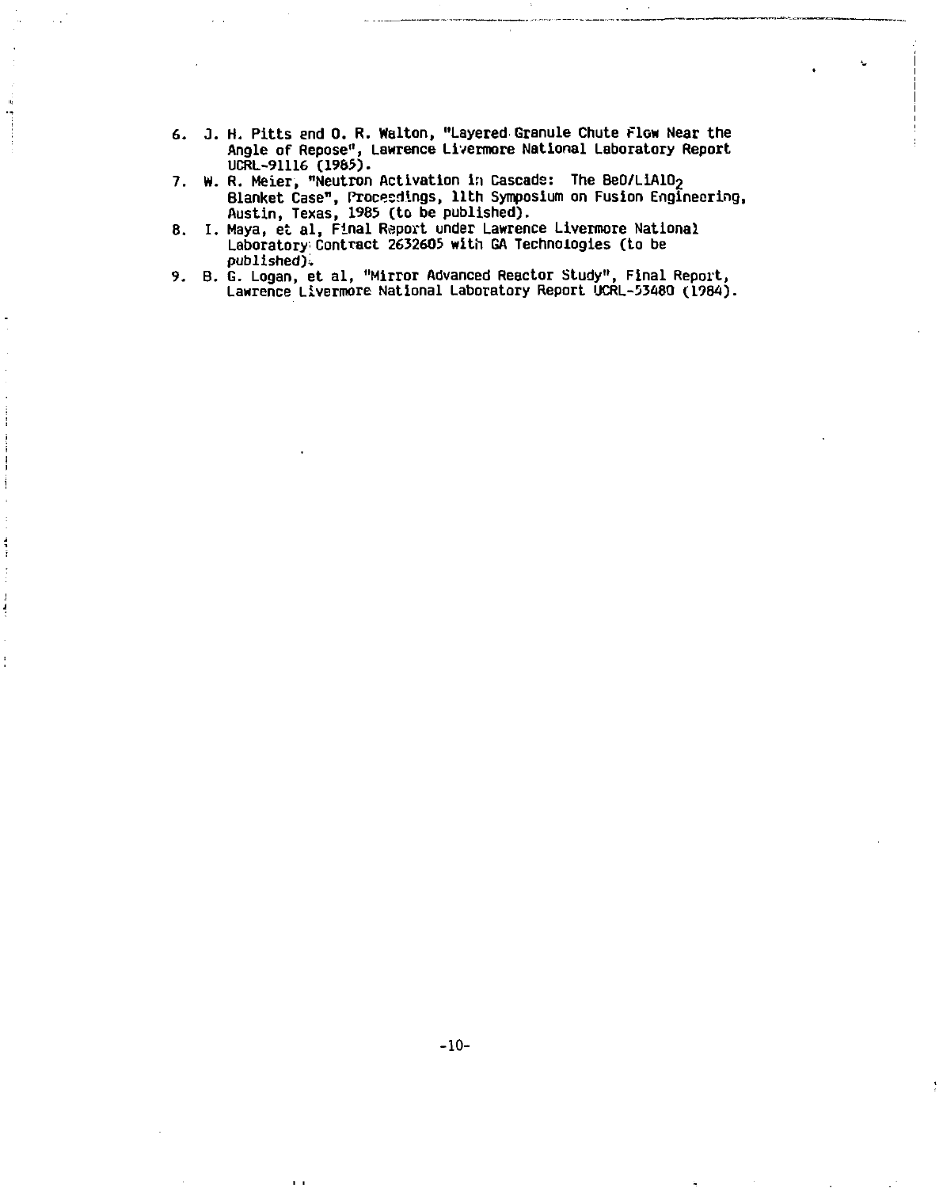6. J. H. Pitts and O. R. Walton, "Layered Granule Chute Flow Near the Angle of Repose", Lawrence Livermore National Laboratory Report UCRL-91116 (1985).
7. W. R. Meier, "Neutron Activation in Cascade: The $BeO/LiAlO_2$ Blanket Case", Proceedings, 11th Symposium on Fusion Engineering, Austin, Texas, 1985 (to be published).
8. I. Maya, et al, Final Report under Lawrence Livermore National Laboratory Contract 2632605 with GA Technologies (to be published).
9. B. G. Logan, et al, "Mirror Advanced Reactor Study", Final Report, Lawrence Livermore National Laboratory Report UCRL-53480 (1984).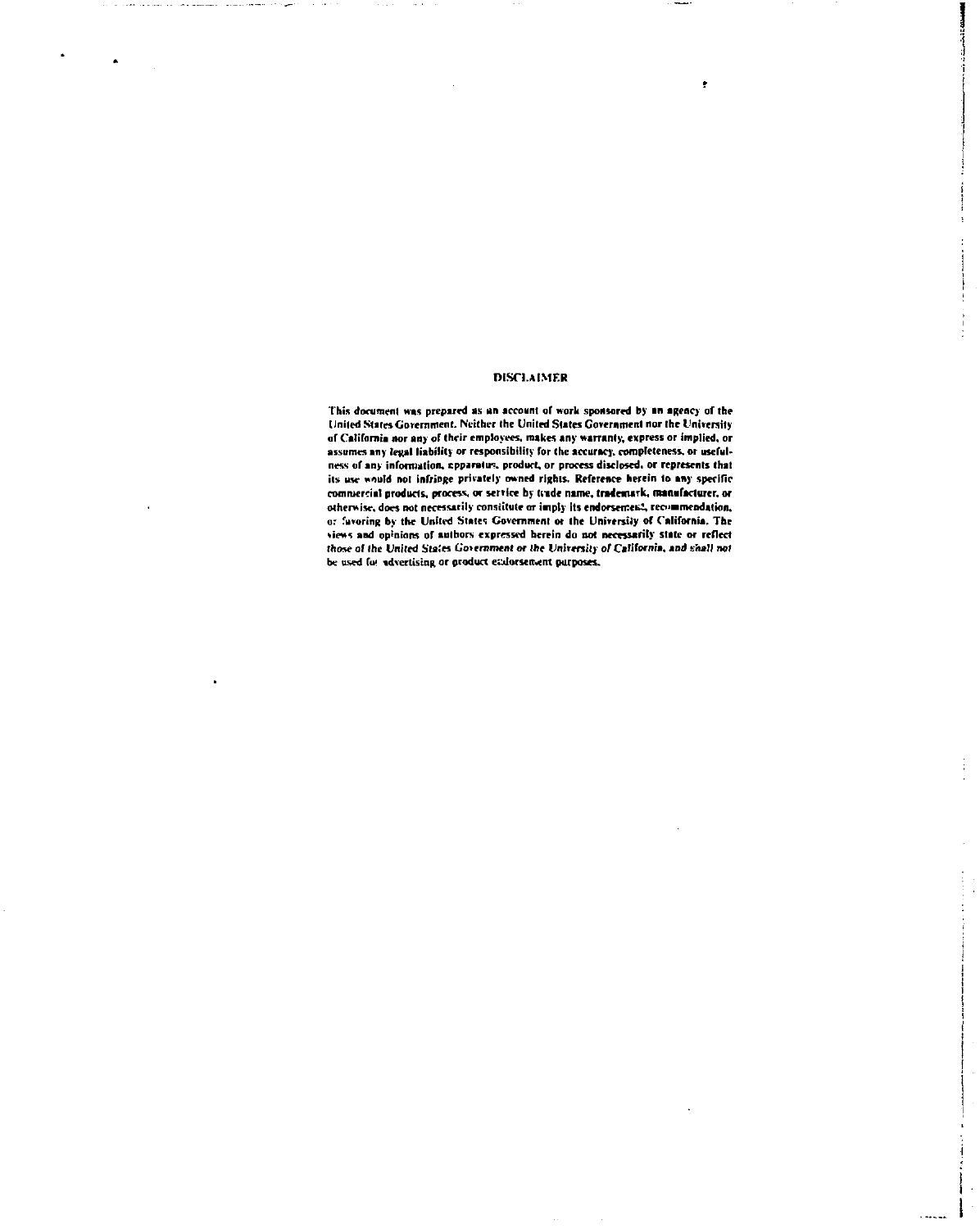## DISCLAIMER

This document was prepared as an account of work sponsored by an agency of the United States Government. Neither the United States Government nor the University of California nor any of their employees, makes any warranty, express or implied, or assumes any legal liability or responsibility for the accuracy, completeness, or usefulness of any information, apparatus, product, or process disclosed, or represents that its use would not infringe privately owned rights. Reference herein to any specific commercial products, process, or service by trade name, trademark, manufacturer, or otherwise, does not necessarily constitute or imply its endorsement, recommendation, or favoring by the United States Government or the University of California. The views and opinions of authors expressed herein do not necessarily state or reflect those of the United States Government or the University of California, and shall not be used for advertising or product endorsement purposes.